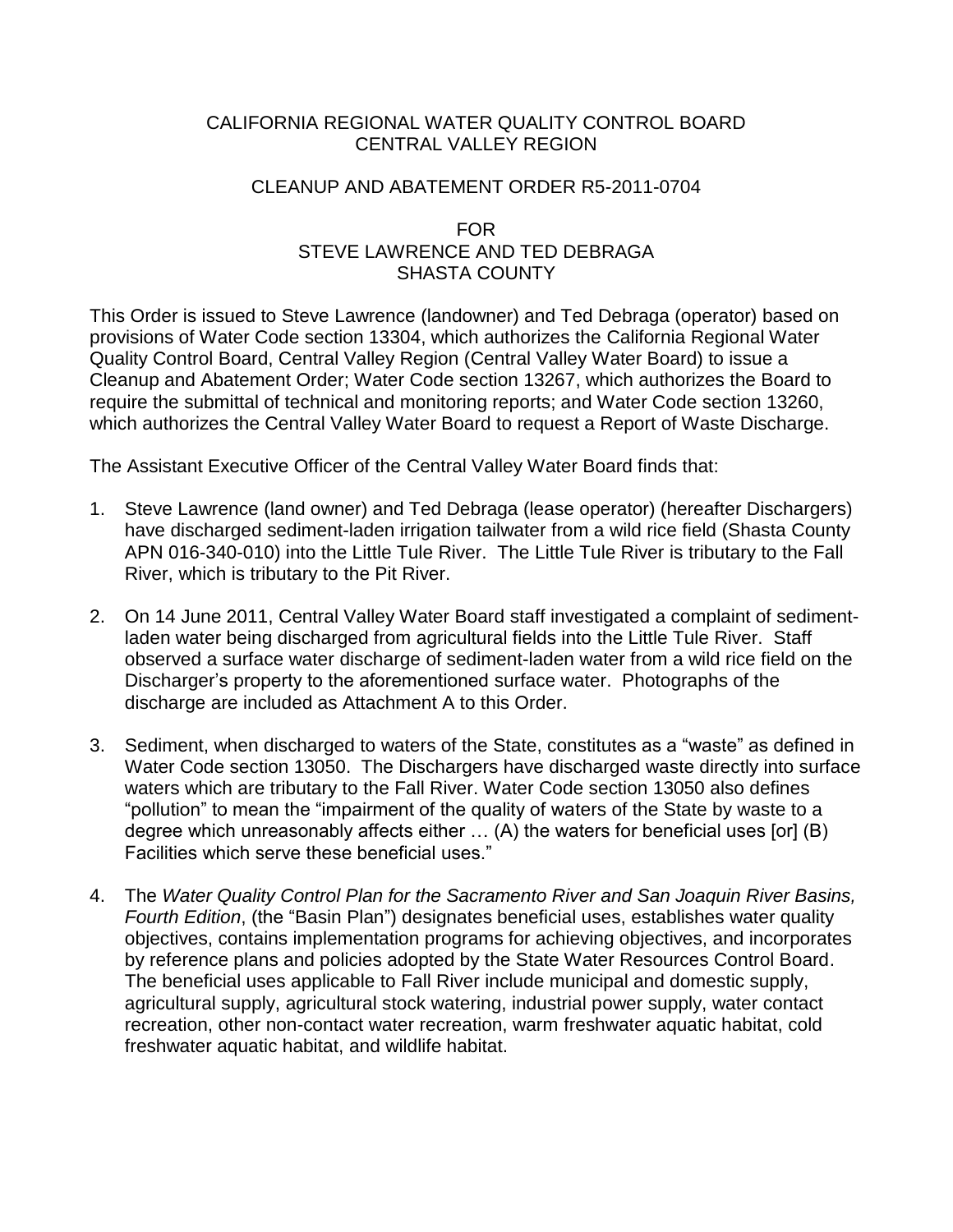# CALIFORNIA REGIONAL WATER QUALITY CONTROL BOARD
# CENTRAL VALLEY REGION

## CLEANUP AND ABATEMENT ORDER R5-2011-0704

## FOR
## STEVE LAWRENCE AND TED DEBRAGA
## SHASTA COUNTY

This Order is issued to Steve Lawrence (landowner) and Ted Debraga (operator) based on provisions of Water Code section 13304, which authorizes the California Regional Water Quality Control Board, Central Valley Region (Central Valley Water Board) to issue a Cleanup and Abatement Order; Water Code section 13267, which authorizes the Board to require the submittal of technical and monitoring reports; and Water Code section 13260, which authorizes the Central Valley Water Board to request a Report of Waste Discharge.

The Assistant Executive Officer of the Central Valley Water Board finds that:

1. Steve Lawrence (land owner) and Ted Debraga (lease operator) (hereafter Dischargers) have discharged sediment-laden irrigation tailwater from a wild rice field (Shasta County APN 016-340-010) into the Little Tule River. The Little Tule River is tributary to the Fall River, which is tributary to the Pit River.

2. On 14 June 2011, Central Valley Water Board staff investigated a complaint of sediment-laden water being discharged from agricultural fields into the Little Tule River. Staff observed a surface water discharge of sediment-laden water from a wild rice field on the Discharger's property to the aforementioned surface water. Photographs of the discharge are included as Attachment A to this Order.

3. Sediment, when discharged to waters of the State, constitutes as a "waste" as defined in Water Code section 13050. The Dischargers have discharged waste directly into surface waters which are tributary to the Fall River. Water Code section 13050 also defines "pollution" to mean the "impairment of the quality of waters of the State by waste to a degree which unreasonably affects either … (A) the waters for beneficial uses [or] (B) Facilities which serve these beneficial uses."

4. The *Water Quality Control Plan for the Sacramento River and San Joaquin River Basins, Fourth Edition*, (the "Basin Plan") designates beneficial uses, establishes water quality objectives, contains implementation programs for achieving objectives, and incorporates by reference plans and policies adopted by the State Water Resources Control Board. The beneficial uses applicable to Fall River include municipal and domestic supply, agricultural supply, agricultural stock watering, industrial power supply, water contact recreation, other non-contact water recreation, warm freshwater aquatic habitat, cold freshwater aquatic habitat, and wildlife habitat.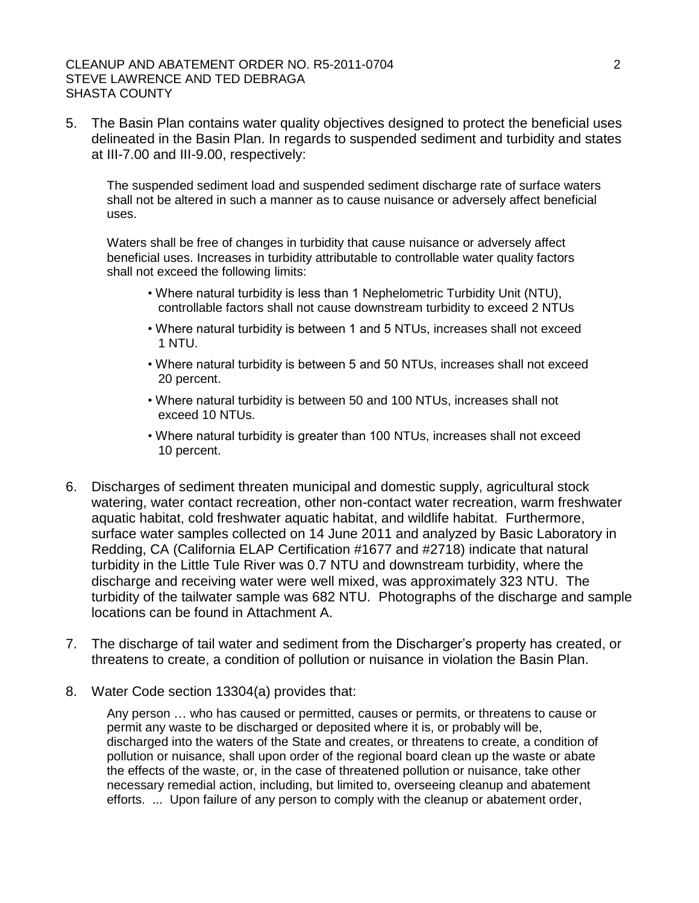5. The Basin Plan contains water quality objectives designed to protect the beneficial uses delineated in the Basin Plan. In regards to suspended sediment and turbidity and states at III-7.00 and III-9.00, respectively:

   The suspended sediment load and suspended sediment discharge rate of surface waters shall not be altered in such a manner as to cause nuisance or adversely affect beneficial uses.

   Waters shall be free of changes in turbidity that cause nuisance or adversely affect beneficial uses. Increases in turbidity attributable to controllable water quality factors shall not exceed the following limits:

   - Where natural turbidity is less than 1 Nephelometric Turbidity Unit (NTU), controllable factors shall not cause downstream turbidity to exceed 2 NTUs
   - Where natural turbidity is between 1 and 5 NTUs, increases shall not exceed 1 NTU.
   - Where natural turbidity is between 5 and 50 NTUs, increases shall not exceed 20 percent.
   - Where natural turbidity is between 50 and 100 NTUs, increases shall not exceed 10 NTUs.
   - Where natural turbidity is greater than 100 NTUs, increases shall not exceed 10 percent.

6. Discharges of sediment threaten municipal and domestic supply, agricultural stock watering, water contact recreation, other non-contact water recreation, warm freshwater aquatic habitat, cold freshwater aquatic habitat, and wildlife habitat. Furthermore, surface water samples collected on 14 June 2011 and analyzed by Basic Laboratory in Redding, CA (California ELAP Certification #1677 and #2718) indicate that natural turbidity in the Little Tule River was 0.7 NTU and downstream turbidity, where the discharge and receiving water were well mixed, was approximately 323 NTU. The turbidity of the tailwater sample was 682 NTU. Photographs of the discharge and sample locations can be found in Attachment A.

7. The discharge of tail water and sediment from the Discharger's property has created, or threatens to create, a condition of pollution or nuisance in violation the Basin Plan.

8. Water Code section 13304(a) provides that:

   Any person … who has caused or permitted, causes or permits, or threatens to cause or permit any waste to be discharged or deposited where it is, or probably will be, discharged into the waters of the State and creates, or threatens to create, a condition of pollution or nuisance, shall upon order of the regional board clean up the waste or abate the effects of the waste, or, in the case of threatened pollution or nuisance, take other necessary remedial action, including, but limited to, overseeing cleanup and abatement efforts. ... Upon failure of any person to comply with the cleanup or abatement order,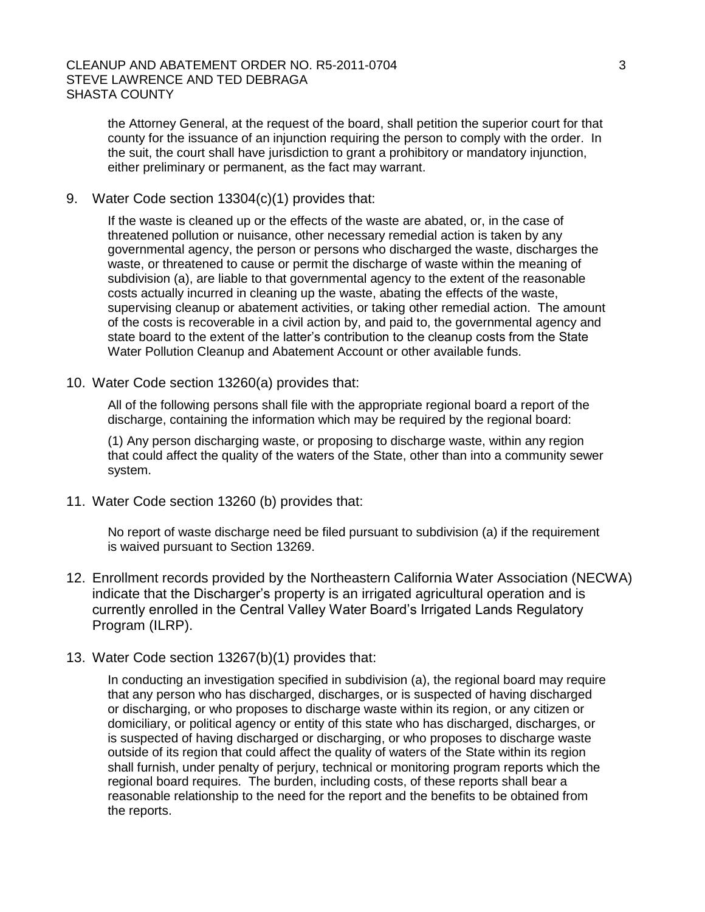the Attorney General, at the request of the board, shall petition the superior court for that county for the issuance of an injunction requiring the person to comply with the order. In the suit, the court shall have jurisdiction to grant a prohibitory or mandatory injunction, either preliminary or permanent, as the fact may warrant.

9. Water Code section 13304(c)(1) provides that:

   If the waste is cleaned up or the effects of the waste are abated, or, in the case of threatened pollution or nuisance, other necessary remedial action is taken by any governmental agency, the person or persons who discharged the waste, discharges the waste, or threatened to cause or permit the discharge of waste within the meaning of subdivision (a), are liable to that governmental agency to the extent of the reasonable costs actually incurred in cleaning up the waste, abating the effects of the waste, supervising cleanup or abatement activities, or taking other remedial action. The amount of the costs is recoverable in a civil action by, and paid to, the governmental agency and state board to the extent of the latter's contribution to the cleanup costs from the State Water Pollution Cleanup and Abatement Account or other available funds.

10. Water Code section 13260(a) provides that:

    All of the following persons shall file with the appropriate regional board a report of the discharge, containing the information which may be required by the regional board:

    (1) Any person discharging waste, or proposing to discharge waste, within any region that could affect the quality of the waters of the State, other than into a community sewer system.

11. Water Code section 13260 (b) provides that:

    No report of waste discharge need be filed pursuant to subdivision (a) if the requirement is waived pursuant to Section 13269.

12. Enrollment records provided by the Northeastern California Water Association (NECWA) indicate that the Discharger's property is an irrigated agricultural operation and is currently enrolled in the Central Valley Water Board's Irrigated Lands Regulatory Program (ILRP).

13. Water Code section 13267(b)(1) provides that:

    In conducting an investigation specified in subdivision (a), the regional board may require that any person who has discharged, discharges, or is suspected of having discharged or discharging, or who proposes to discharge waste within its region, or any citizen or domiciliary, or political agency or entity of this state who has discharged, discharges, or is suspected of having discharged or discharging, or who proposes to discharge waste outside of its region that could affect the quality of waters of the State within its region shall furnish, under penalty of perjury, technical or monitoring program reports which the regional board requires. The burden, including costs, of these reports shall bear a reasonable relationship to the need for the report and the benefits to be obtained from the reports.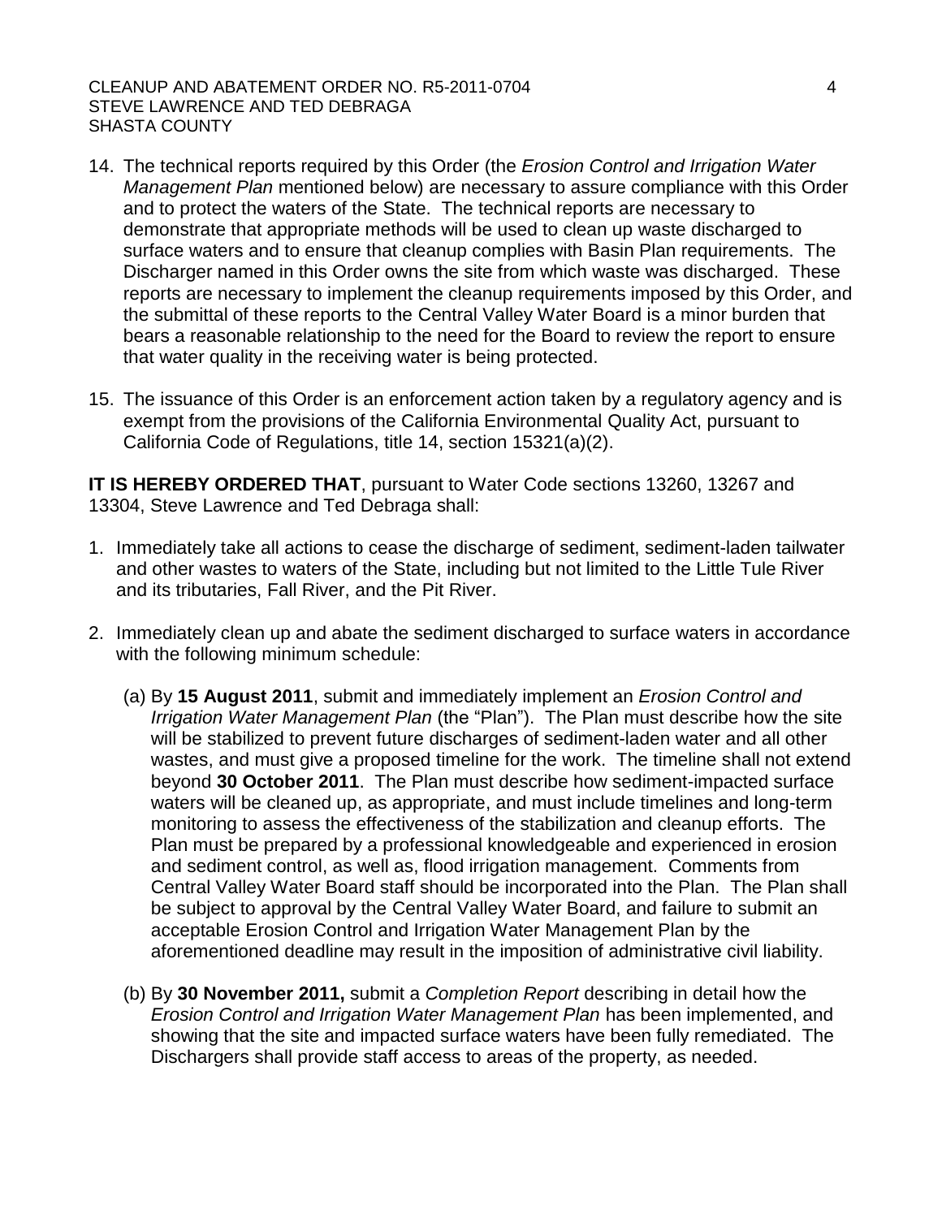14. The technical reports required by this Order (the *Erosion Control and Irrigation Water Management Plan* mentioned below) are necessary to assure compliance with this Order and to protect the waters of the State. The technical reports are necessary to demonstrate that appropriate methods will be used to clean up waste discharged to surface waters and to ensure that cleanup complies with Basin Plan requirements. The Discharger named in this Order owns the site from which waste was discharged. These reports are necessary to implement the cleanup requirements imposed by this Order, and the submittal of these reports to the Central Valley Water Board is a minor burden that bears a reasonable relationship to the need for the Board to review the report to ensure that water quality in the receiving water is being protected.

15. The issuance of this Order is an enforcement action taken by a regulatory agency and is exempt from the provisions of the California Environmental Quality Act, pursuant to California Code of Regulations, title 14, section 15321(a)(2).

**IT IS HEREBY ORDERED THAT**, pursuant to Water Code sections 13260, 13267 and 13304, Steve Lawrence and Ted Debraga shall:

1. Immediately take all actions to cease the discharge of sediment, sediment-laden tailwater and other wastes to waters of the State, including but not limited to the Little Tule River and its tributaries, Fall River, and the Pit River.

2. Immediately clean up and abate the sediment discharged to surface waters in accordance with the following minimum schedule:

   (a) By **15 August 2011**, submit and immediately implement an *Erosion Control and Irrigation Water Management Plan* (the "Plan"). The Plan must describe how the site will be stabilized to prevent future discharges of sediment-laden water and all other wastes, and must give a proposed timeline for the work. The timeline shall not extend beyond **30 October 2011**. The Plan must describe how sediment-impacted surface waters will be cleaned up, as appropriate, and must include timelines and long-term monitoring to assess the effectiveness of the stabilization and cleanup efforts. The Plan must be prepared by a professional knowledgeable and experienced in erosion and sediment control, as well as, flood irrigation management. Comments from Central Valley Water Board staff should be incorporated into the Plan. The Plan shall be subject to approval by the Central Valley Water Board, and failure to submit an acceptable Erosion Control and Irrigation Water Management Plan by the aforementioned deadline may result in the imposition of administrative civil liability.

   (b) By **30 November 2011,** submit a *Completion Report* describing in detail how the *Erosion Control and Irrigation Water Management Plan* has been implemented, and showing that the site and impacted surface waters have been fully remediated. The Dischargers shall provide staff access to areas of the property, as needed.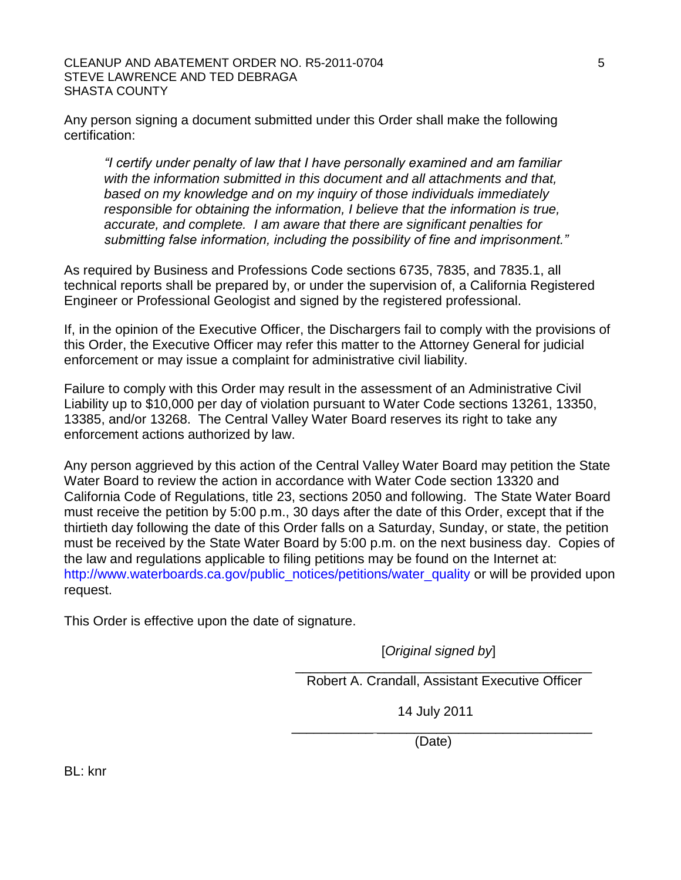Any person signing a document submitted under this Order shall make the following certification:

> *"I certify under penalty of law that I have personally examined and am familiar with the information submitted in this document and all attachments and that, based on my knowledge and on my inquiry of those individuals immediately responsible for obtaining the information, I believe that the information is true, accurate, and complete. I am aware that there are significant penalties for submitting false information, including the possibility of fine and imprisonment."*

As required by Business and Professions Code sections 6735, 7835, and 7835.1, all technical reports shall be prepared by, or under the supervision of, a California Registered Engineer or Professional Geologist and signed by the registered professional.

If, in the opinion of the Executive Officer, the Dischargers fail to comply with the provisions of this Order, the Executive Officer may refer this matter to the Attorney General for judicial enforcement or may issue a complaint for administrative civil liability.

Failure to comply with this Order may result in the assessment of an Administrative Civil Liability up to $10,000 per day of violation pursuant to Water Code sections 13261, 13350, 13385, and/or 13268. The Central Valley Water Board reserves its right to take any enforcement actions authorized by law.

Any person aggrieved by this action of the Central Valley Water Board may petition the State Water Board to review the action in accordance with Water Code section 13320 and California Code of Regulations, title 23, sections 2050 and following. The State Water Board must receive the petition by 5:00 p.m., 30 days after the date of this Order, except that if the thirtieth day following the date of this Order falls on a Saturday, Sunday, or state, the petition must be received by the State Water Board by 5:00 p.m. on the next business day. Copies of the law and regulations applicable to filing petitions may be found on the Internet at: http://www.waterboards.ca.gov/public_notices/petitions/water_quality or will be provided upon request.

This Order is effective upon the date of signature.

[*Original signed by*]

\_\_\_\_\_\_\_\_\_\_\_\_\_\_\_\_\_\_\_\_\_\_\_\_\_\_\_\_\_\_\_\_\_\_\_\_\_\_\_\_

Robert A. Crandall, Assistant Executive Officer

14 July 2011

\_\_\_\_\_\_\_\_\_\_\_\_\_\_\_\_\_\_\_\_\_\_\_\_\_\_\_\_\_\_\_\_\_\_\_\_\_\_\_\_

(Date)

BL: knr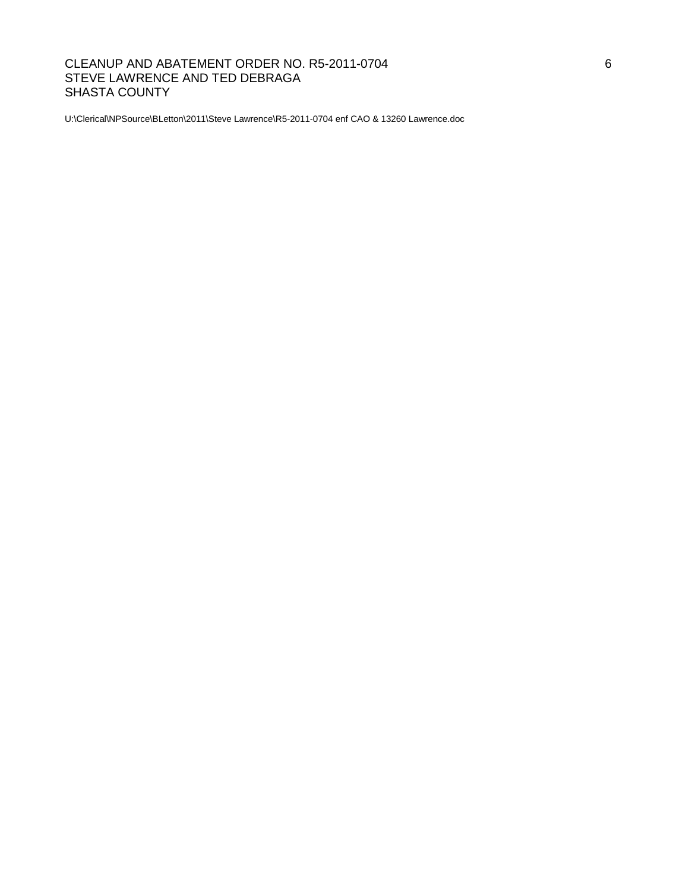U:\Clerical\NPSource\BLetton\2011\Steve Lawrence\R5-2011-0704 enf CAO & 13260 Lawrence.doc